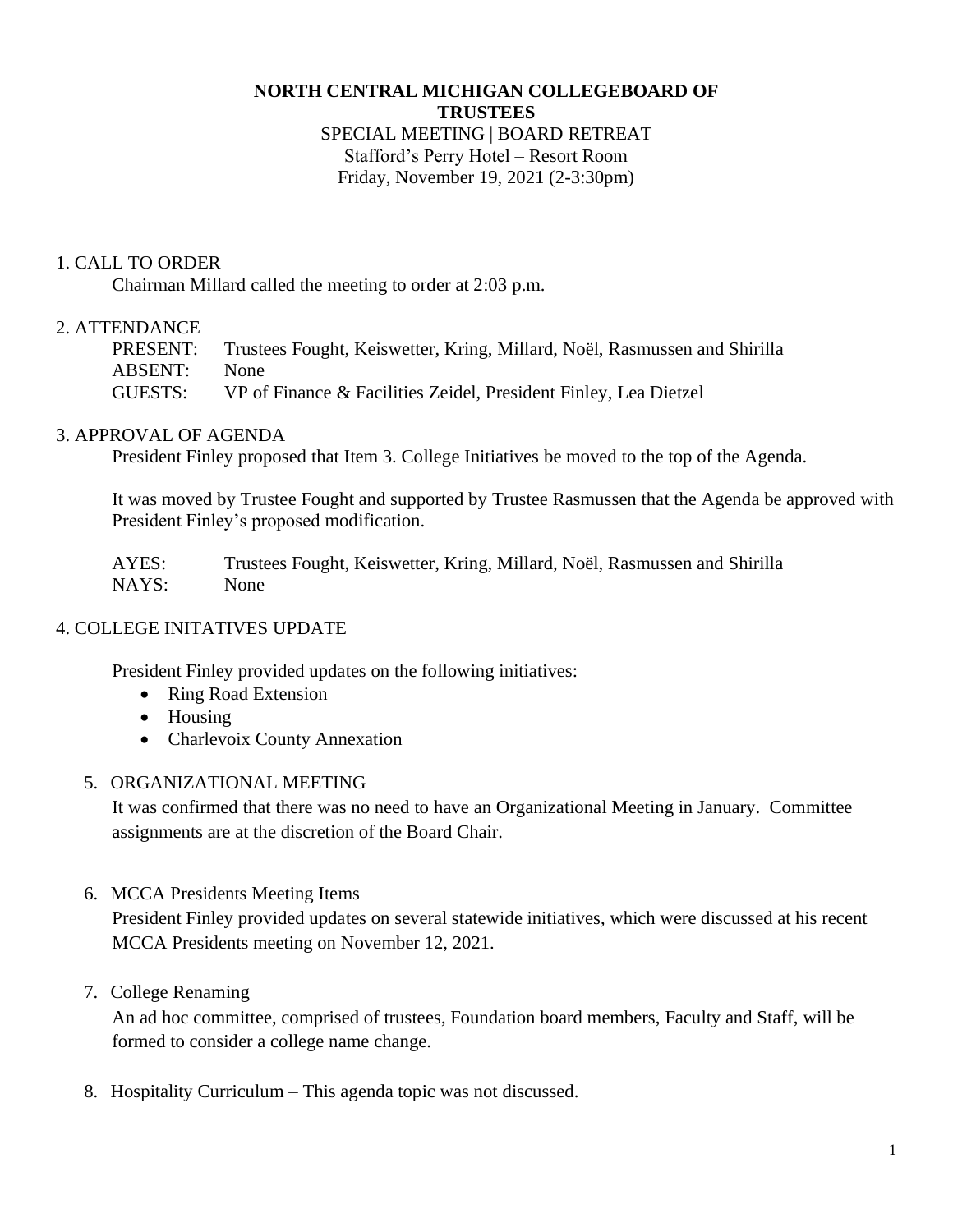**NORTH CENTRAL MICHIGAN COLLEGEBOARD OF TRUSTEES**

SPECIAL MEETING | BOARD RETREAT
Stafford's Perry Hotel – Resort Room
Friday, November 19, 2021 (2-3:30pm)

1. CALL TO ORDER

Chairman Millard called the meeting to order at 2:03 p.m.

2. ATTENDANCE

| | |
|---|---|
| PRESENT: | Trustees Fought, Keiswetter, Kring, Millard, Noël, Rasmussen and Shirilla |
| ABSENT: | None |
| GUESTS: | VP of Finance & Facilities Zeidel, President Finley, Lea Dietzel |

3. APPROVAL OF AGENDA

President Finley proposed that Item 3. College Initiatives be moved to the top of the Agenda.

It was moved by Trustee Fought and supported by Trustee Rasmussen that the Agenda be approved with President Finley's proposed modification.

| | |
|---|---|
| AYES: | Trustees Fought, Keiswetter, Kring, Millard, Noël, Rasmussen and Shirilla |
| NAYS: | None |

4. COLLEGE INITATIVES UPDATE

President Finley provided updates on the following initiatives:

- Ring Road Extension
- Housing
- Charlevoix County Annexation

5. ORGANIZATIONAL MEETING

It was confirmed that there was no need to have an Organizational Meeting in January. Committee assignments are at the discretion of the Board Chair.

6. MCCA Presidents Meeting Items

President Finley provided updates on several statewide initiatives, which were discussed at his recent MCCA Presidents meeting on November 12, 2021.

7. College Renaming

An ad hoc committee, comprised of trustees, Foundation board members, Faculty and Staff, will be formed to consider a college name change.

8. Hospitality Curriculum – This agenda topic was not discussed.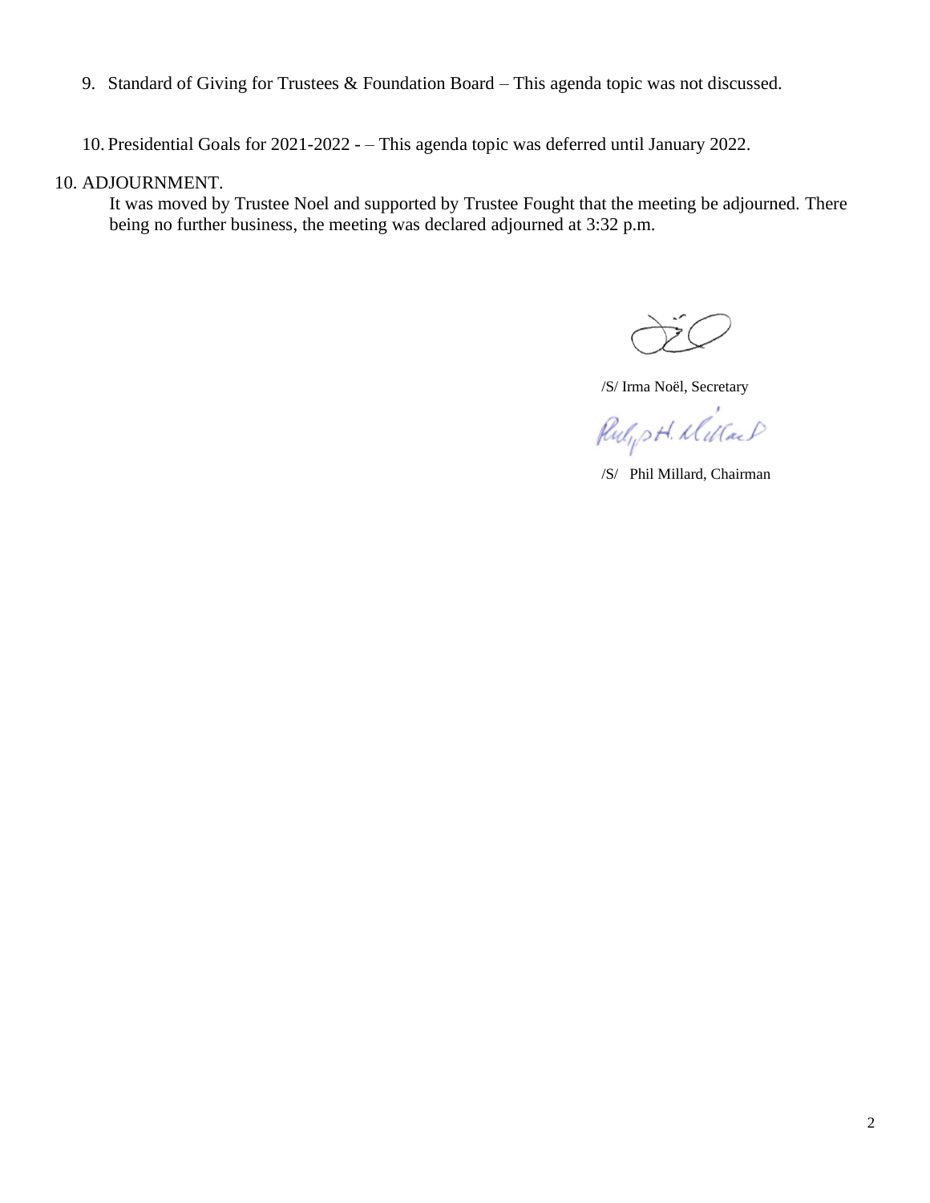9. Standard of Giving for Trustees & Foundation Board – This agenda topic was not discussed.

10. Presidential Goals for 2021-2022 - – This agenda topic was deferred until January 2022.

10. ADJOURNMENT.

It was moved by Trustee Noel and supported by Trustee Fought that the meeting be adjourned. There being no further business, the meeting was declared adjourned at 3:32 p.m.

/S/ Irma Noël, Secretary

/S/ Phil Millard, Chairman